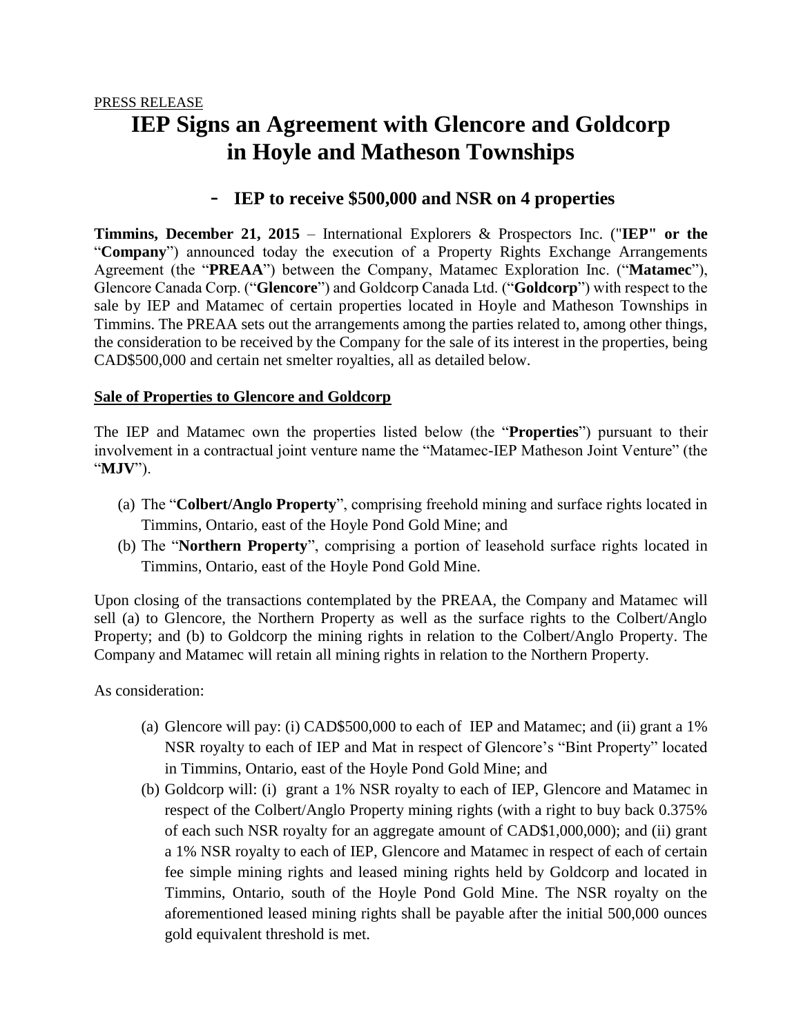PRESS RELEASE

# IEP Signs an Agreement with Glencore and Goldcorp in Hoyle and Matheson Townships

## - IEP to receive $500,000 and NSR on 4 properties

**Timmins, December 21, 2015** – International Explorers & Prospectors Inc. ("**IEP" or the** "**Company**") announced today the execution of a Property Rights Exchange Arrangements Agreement (the "**PREAA**") between the Company, Matamec Exploration Inc. ("**Matamec**"), Glencore Canada Corp. ("**Glencore**") and Goldcorp Canada Ltd. ("**Goldcorp**") with respect to the sale by IEP and Matamec of certain properties located in Hoyle and Matheson Townships in Timmins. The PREAA sets out the arrangements among the parties related to, among other things, the consideration to be received by the Company for the sale of its interest in the properties, being CAD$500,000 and certain net smelter royalties, all as detailed below.

**Sale of Properties to Glencore and Goldcorp**

The IEP and Matamec own the properties listed below (the "**Properties**") pursuant to their involvement in a contractual joint venture name the "Matamec-IEP Matheson Joint Venture" (the "**MJV**").

(a) The "**Colbert/Anglo Property**", comprising freehold mining and surface rights located in Timmins, Ontario, east of the Hoyle Pond Gold Mine; and

(b) The "**Northern Property**", comprising a portion of leasehold surface rights located in Timmins, Ontario, east of the Hoyle Pond Gold Mine.

Upon closing of the transactions contemplated by the PREAA, the Company and Matamec will sell (a) to Glencore, the Northern Property as well as the surface rights to the Colbert/Anglo Property; and (b) to Goldcorp the mining rights in relation to the Colbert/Anglo Property. The Company and Matamec will retain all mining rights in relation to the Northern Property.

As consideration:

(a) Glencore will pay: (i) CAD$500,000 to each of IEP and Matamec; and (ii) grant a 1% NSR royalty to each of IEP and Mat in respect of Glencore's "Bint Property" located in Timmins, Ontario, east of the Hoyle Pond Gold Mine; and

(b) Goldcorp will: (i) grant a 1% NSR royalty to each of IEP, Glencore and Matamec in respect of the Colbert/Anglo Property mining rights (with a right to buy back 0.375% of each such NSR royalty for an aggregate amount of CAD$1,000,000); and (ii) grant a 1% NSR royalty to each of IEP, Glencore and Matamec in respect of each of certain fee simple mining rights and leased mining rights held by Goldcorp and located in Timmins, Ontario, south of the Hoyle Pond Gold Mine. The NSR royalty on the aforementioned leased mining rights shall be payable after the initial 500,000 ounces gold equivalent threshold is met.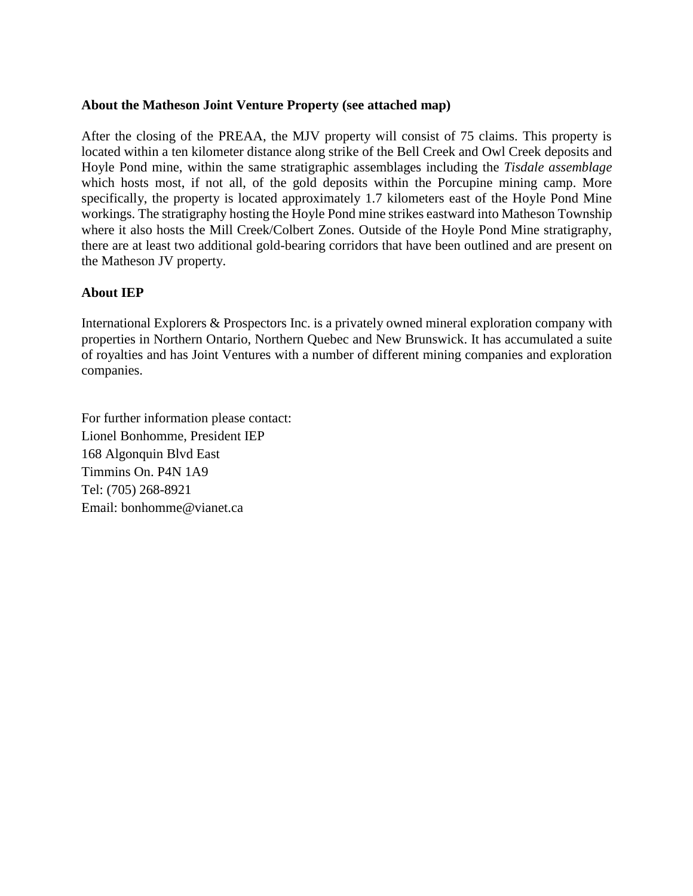**About the Matheson Joint Venture Property (see attached map)**

After the closing of the PREAA, the MJV property will consist of 75 claims. This property is located within a ten kilometer distance along strike of the Bell Creek and Owl Creek deposits and Hoyle Pond mine, within the same stratigraphic assemblages including the *Tisdale assemblage* which hosts most, if not all, of the gold deposits within the Porcupine mining camp. More specifically, the property is located approximately 1.7 kilometers east of the Hoyle Pond Mine workings. The stratigraphy hosting the Hoyle Pond mine strikes eastward into Matheson Township where it also hosts the Mill Creek/Colbert Zones. Outside of the Hoyle Pond Mine stratigraphy, there are at least two additional gold-bearing corridors that have been outlined and are present on the Matheson JV property.

**About IEP**

International Explorers & Prospectors Inc. is a privately owned mineral exploration company with properties in Northern Ontario, Northern Quebec and New Brunswick. It has accumulated a suite of royalties and has Joint Ventures with a number of different mining companies and exploration companies.

For further information please contact:
Lionel Bonhomme, President IEP
168 Algonquin Blvd East
Timmins On. P4N 1A9
Tel: (705) 268-8921
Email: bonhomme@vianet.ca